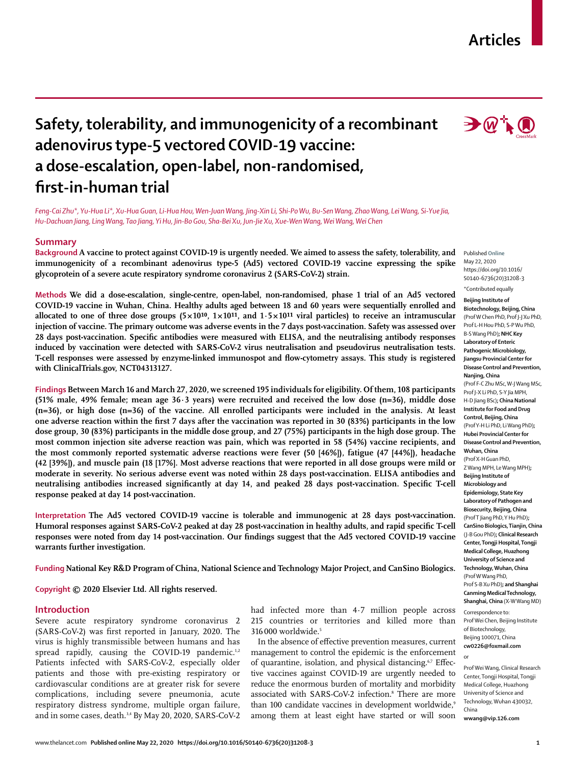Articles

# Safety, tolerability, and immunogenicity of a recombinant adenovirus type-5 vectored COVID-19 vaccine: a dose-escalation, open-label, non-randomised, first-in-human trial

*Feng-Cai Zhu\*, Yu-Hua Li\*, Xu-Hua Guan, Li-Hua Hou, Wen-Juan Wang, Jing-Xin Li, Shi-Po Wu, Bu-Sen Wang, Zhao Wang, Lei Wang, Si-Yue Jia, Hu-Dachuan Jiang, Ling Wang, Tao Jiang, Yi Hu, Jin-Bo Gou, Sha-Bei Xu, Jun-Jie Xu, Xue-Wen Wang, Wei Wang, Wei Chen*

## Summary

**Background** **A vaccine to protect against COVID-19 is urgently needed. We aimed to assess the safety, tolerability, and immunogenicity of a recombinant adenovirus type-5 (Ad5) vectored COVID-19 vaccine expressing the spike glycoprotein of a severe acute respiratory syndrome coronavirus 2 (SARS-CoV-2) strain.**

**Methods** **We did a dose-escalation, single-centre, open-label, non-randomised, phase 1 trial of an Ad5 vectored COVID-19 vaccine in Wuhan, China. Healthy adults aged between 18 and 60 years were sequentially enrolled and allocated to one of three dose groups ($5 \times 10^{10}$, $1 \times 10^{11}$, and $1 \cdot 5 \times 10^{11}$ viral particles) to receive an intramuscular injection of vaccine. The primary outcome was adverse events in the 7 days post-vaccination. Safety was assessed over 28 days post-vaccination. Specific antibodies were measured with ELISA, and the neutralising antibody responses induced by vaccination were detected with SARS-CoV-2 virus neutralisation and pseudovirus neutralisation tests. T-cell responses were assessed by enzyme-linked immunospot and flow-cytometry assays. This study is registered with ClinicalTrials.gov, NCT04313127.**

**Findings** **Between March 16 and March 27, 2020, we screened 195 individuals for eligibility. Of them, 108 participants (51% male, 49% female; mean age 36·3 years) were recruited and received the low dose (n=36), middle dose (n=36), or high dose (n=36) of the vaccine. All enrolled participants were included in the analysis. At least one adverse reaction within the first 7 days after the vaccination was reported in 30 (83%) participants in the low dose group, 30 (83%) participants in the middle dose group, and 27 (75%) participants in the high dose group. The most common injection site adverse reaction was pain, which was reported in 58 (54%) vaccine recipients, and the most commonly reported systematic adverse reactions were fever (50 [46%]), fatigue (47 [44%]), headache (42 [39%]), and muscle pain (18 [17%]. Most adverse reactions that were reported in all dose groups were mild or moderate in severity. No serious adverse event was noted within 28 days post-vaccination. ELISA antibodies and neutralising antibodies increased significantly at day 14, and peaked 28 days post-vaccination. Specific T-cell response peaked at day 14 post-vaccination.**

**Interpretation** **The Ad5 vectored COVID-19 vaccine is tolerable and immunogenic at 28 days post-vaccination. Humoral responses against SARS-CoV-2 peaked at day 28 post-vaccination in healthy adults, and rapid specific T-cell responses were noted from day 14 post-vaccination. Our findings suggest that the Ad5 vectored COVID-19 vaccine warrants further investigation.**

**Funding** **National Key R&D Program of China, National Science and Technology Major Project, and CanSino Biologics.**

**Copyright** **© 2020 Elsevier Ltd. All rights reserved.**

## Introduction

Severe acute respiratory syndrome coronavirus 2 (SARS-CoV-2) was first reported in January, 2020. The virus is highly transmissible between humans and has spread rapidly, causing the COVID-19 pandemic.[1,2] Patients infected with SARS-CoV-2, especially older patients and those with pre-existing respiratory or cardiovascular conditions are at greater risk for severe complications, including severe pneumonia, acute respiratory distress syndrome, multiple organ failure, and in some cases, death.[3,4] By May 20, 2020, SARS-CoV-2 had infected more than 4·7 million people across 215 countries or territories and killed more than 316 000 worldwide.[5]

In the absence of effective prevention measures, current management to control the epidemic is the enforcement of quarantine, isolation, and physical distancing.[6,7] Effective vaccines against COVID-19 are urgently needed to reduce the enormous burden of mortality and morbidity associated with SARS-CoV-2 infection.[8] There are more than 100 candidate vaccines in development worldwide,[9] among them at least eight have started or will soon

Published **Online** May 22, 2020 https://doi.org/10.1016/S0140-6736(20)31208-3

\*Contributed equally

**Beijing Institute of Biotechnology, Beijing, China** (Prof W Chen PhD, Prof J-J Xu PhD, Prof L-H Hou PhD, S-P Wu PhD, B-S Wang PhD); **NHC Key Laboratory of Enteric Pathogenic Microbiology, Jiangsu Provincial Center for Disease Control and Prevention, Nanjing, China** (Prof F-C Zhu MSc, W-J Wang MSc, Prof J-X Li PhD, S-Y Jia MPH, H-D Jiang BSc); **China National Institute for Food and Drug Control, Beijing, China** (Prof Y-H Li PhD, Li Wang PhD); **Hubei Provincial Center for Disease Control and Prevention, Wuhan, China** (Prof X-H Guan PhD, Z Wang MPH, Le Wang MPH); **Beijing Institute of Microbiology and Epidemiology, State Key Laboratory of Pathogen and Biosecurity, Beijing, China** (Prof T Jiang PhD, Y Hu PhD); **CanSino Biologics, Tianjin, China** (J-B Gou PhD); **Clinical Research Center, Tongji Hospital, Tongji Medical College, Huazhong University of Science and Technology, Wuhan, China** (Prof W Wang PhD, Prof S-B Xu PhD); **and Shanghai Canming Medical Technology, Shanghai, China** (X-W Wang MD)

Correspondence to: Prof Wei Chen, Beijing Institute of Biotechnology, Beijing 100071, China **cw0226@foxmail.com**

or

Prof Wei Wang, Clinical Research Center, Tongji Hospital, Tongji Medical College, Huazhong University of Science and Technology, Wuhan 430032, China **wwang@vip.126.com**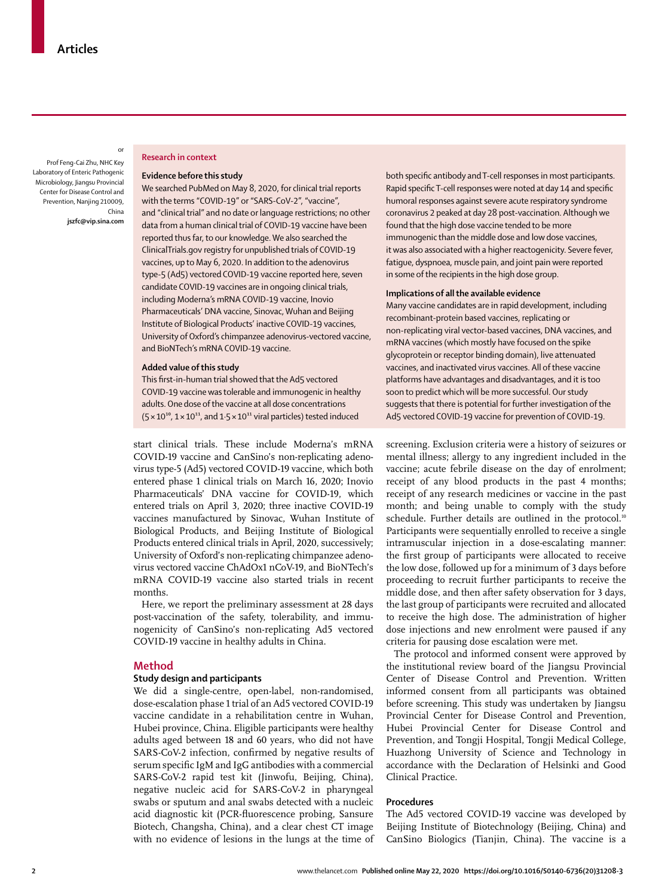or

Prof Feng-Cai Zhu, NHC Key Laboratory of Enteric Pathogenic Microbiology, Jiangsu Provincial Center for Disease Control and Prevention, Nanjing 210009, China
**jszfc@vip.sina.com**

## Research in context

### Evidence before this study

We searched PubMed on May 8, 2020, for clinical trial reports with the terms "COVID-19" or "SARS-CoV-2", "vaccine", and "clinical trial" and no date or language restrictions; no other data from a human clinical trial of COVID-19 vaccine have been reported thus far, to our knowledge. We also searched the ClinicalTrials.gov registry for unpublished trials of COVID-19 vaccines, up to May 6, 2020. In addition to the adenovirus type-5 (Ad5) vectored COVID-19 vaccine reported here, seven candidate COVID-19 vaccines are in ongoing clinical trials, including Moderna's mRNA COVID-19 vaccine, Inovio Pharmaceuticals' DNA vaccine, Sinovac, Wuhan and Beijing Institute of Biological Products' inactive COVID-19 vaccines, University of Oxford's chimpanzee adenovirus-vectored vaccine, and BioNTech's mRNA COVID-19 vaccine.

### Added value of this study

This first-in-human trial showed that the Ad5 vectored COVID-19 vaccine was tolerable and immunogenic in healthy adults. One dose of the vaccine at all dose concentrations ($5 \times 10^{10}$, $1 \times 10^{11}$, and $1{\cdot}5 \times 10^{11}$ viral particles) tested induced both specific antibody and T-cell responses in most participants. Rapid specific T-cell responses were noted at day 14 and specific humoral responses against severe acute respiratory syndrome coronavirus 2 peaked at day 28 post-vaccination. Although we found that the high dose vaccine tended to be more immunogenic than the middle dose and low dose vaccines, it was also associated with a higher reactogenicity. Severe fever, fatigue, dyspnoea, muscle pain, and joint pain were reported in some of the recipients in the high dose group.

### Implications of all the available evidence

Many vaccine candidates are in rapid development, including recombinant-protein based vaccines, replicating or non-replicating viral vector-based vaccines, DNA vaccines, and mRNA vaccines (which mostly have focused on the spike glycoprotein or receptor binding domain), live attenuated vaccines, and inactivated virus vaccines. All of these vaccine platforms have advantages and disadvantages, and it is too soon to predict which will be more successful. Our study suggests that there is potential for further investigation of the Ad5 vectored COVID-19 vaccine for prevention of COVID-19.

start clinical trials. These include Moderna's mRNA COVID-19 vaccine and CanSino's non-replicating adenovirus type-5 (Ad5) vectored COVID-19 vaccine, which both entered phase 1 clinical trials on March 16, 2020; Inovio Pharmaceuticals' DNA vaccine for COVID-19, which entered trials on April 3, 2020; three inactive COVID-19 vaccines manufactured by Sinovac, Wuhan Institute of Biological Products, and Beijing Institute of Biological Products entered clinical trials in April, 2020, successively; University of Oxford's non-replicating chimpanzee adenovirus vectored vaccine ChAdOx1 nCoV-19, and BioNTech's mRNA COVID-19 vaccine also started trials in recent months.

Here, we report the preliminary assessment at 28 days post-vaccination of the safety, tolerability, and immunogenicity of CanSino's non-replicating Ad5 vectored COVID-19 vaccine in healthy adults in China.

## Method

### Study design and participants

We did a single-centre, open-label, non-randomised, dose-escalation phase 1 trial of an Ad5 vectored COVID-19 vaccine candidate in a rehabilitation centre in Wuhan, Hubei province, China. Eligible participants were healthy adults aged between 18 and 60 years, who did not have SARS-CoV-2 infection, confirmed by negative results of serum specific IgM and IgG antibodies with a commercial SARS-CoV-2 rapid test kit (Jinwofu, Beijing, China), negative nucleic acid for SARS-CoV-2 in pharyngeal swabs or sputum and anal swabs detected with a nucleic acid diagnostic kit (PCR-fluorescence probing, Sansure Biotech, Changsha, China), and a clear chest CT image with no evidence of lesions in the lungs at the time of screening. Exclusion criteria were a history of seizures or mental illness; allergy to any ingredient included in the vaccine; acute febrile disease on the day of enrolment; receipt of any blood products in the past 4 months; receipt of any research medicines or vaccine in the past month; and being unable to comply with the study schedule. Further details are outlined in the protocol.[10] Participants were sequentially enrolled to receive a single intramuscular injection in a dose-escalating manner: the first group of participants were allocated to receive the low dose, followed up for a minimum of 3 days before proceeding to recruit further participants to receive the middle dose, and then after safety observation for 3 days, the last group of participants were recruited and allocated to receive the high dose. The administration of higher dose injections and new enrolment were paused if any criteria for pausing dose escalation were met.

The protocol and informed consent were approved by the institutional review board of the Jiangsu Provincial Center of Disease Control and Prevention. Written informed consent from all participants was obtained before screening. This study was undertaken by Jiangsu Provincial Center for Disease Control and Prevention, Hubei Provincial Center for Disease Control and Prevention, and Tongji Hospital, Tongji Medical College, Huazhong University of Science and Technology in accordance with the Declaration of Helsinki and Good Clinical Practice.

### Procedures

The Ad5 vectored COVID-19 vaccine was developed by Beijing Institute of Biotechnology (Beijing, China) and CanSino Biologics (Tianjin, China). The vaccine is a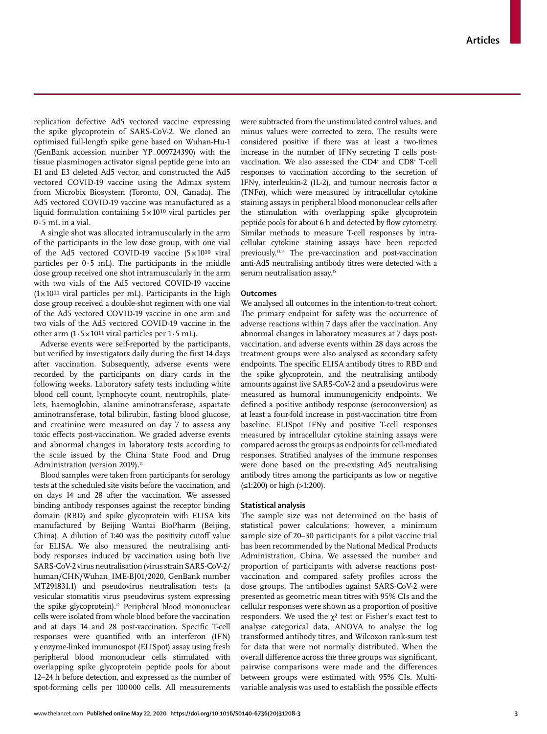replication defective Ad5 vectored vaccine expressing the spike glycoprotein of SARS-CoV-2. We cloned an optimised full-length spike gene based on Wuhan-Hu-1 (GenBank accession number YP_009724390) with the tissue plasminogen activator signal peptide gene into an E1 and E3 deleted Ad5 vector, and constructed the Ad5 vectored COVID-19 vaccine using the Admax system from Microbix Biosystem (Toronto, ON, Canada). The Ad5 vectored COVID-19 vaccine was manufactured as a liquid formulation containing $5\times10^{10}$ viral particles per 0·5 mL in a vial.

A single shot was allocated intramuscularly in the arm of the participants in the low dose group, with one vial of the Ad5 vectored COVID-19 vaccine ($5\times10^{10}$ viral particles per 0·5 mL). The participants in the middle dose group received one shot intramuscularly in the arm with two vials of the Ad5 vectored COVID-19 vaccine ($1\times10^{11}$ viral particles per mL). Participants in the high dose group received a double-shot regimen with one vial of the Ad5 vectored COVID-19 vaccine in one arm and two vials of the Ad5 vectored COVID-19 vaccine in the other arm ($1\cdot5\times10^{11}$ viral particles per 1·5 mL).

Adverse events were self-reported by the participants, but verified by investigators daily during the first 14 days after vaccination. Subsequently, adverse events were recorded by the participants on diary cards in the following weeks. Laboratory safety tests including white blood cell count, lymphocyte count, neutrophils, platelets, haemoglobin, alanine aminotransferase, aspartate aminotransferase, total bilirubin, fasting blood glucose, and creatinine were measured on day 7 to assess any toxic effects post-vaccination. We graded adverse events and abnormal changes in laboratory tests according to the scale issued by the China State Food and Drug Administration (version 2019).[11]

Blood samples were taken from participants for serology tests at the scheduled site visits before the vaccination, and on days 14 and 28 after the vaccination. We assessed binding antibody responses against the receptor binding domain (RBD) and spike glycoprotein with ELISA kits manufactured by Beijing Wantai BioPharm (Beijing, China). A dilution of 1:40 was the positivity cutoff value for ELISA. We also measured the neutralising antibody responses induced by vaccination using both live SARS-CoV-2 virus neutralisation (virus strain SARS-CoV-2/human/CHN/Wuhan_IME-BJ01/2020, GenBank number MT291831.1) and pseudovirus neutralisation tests (a vesicular stomatitis virus pseudovirus system expressing the spike glycoprotein).[12] Peripheral blood mononuclear cells were isolated from whole blood before the vaccination and at days 14 and 28 post-vaccination. Specific T-cell responses were quantified with an interferon (IFN) γ enzyme-linked immunospot (ELISpot) assay using fresh peripheral blood mononuclear cells stimulated with overlapping spike glycoprotein peptide pools for about 12–24 h before detection, and expressed as the number of spot-forming cells per 100 000 cells. All measurements were subtracted from the unstimulated control values, and minus values were corrected to zero. The results were considered positive if there was at least a two-times increase in the number of IFNγ secreting T cells post-vaccination. We also assessed the $CD4^+$ and $CD8^+$ T-cell responses to vaccination according to the secretion of IFNγ, interleukin-2 (IL-2), and tumour necrosis factor α (TNFα), which were measured by intracellular cytokine staining assays in peripheral blood mononuclear cells after the stimulation with overlapping spike glycoprotein peptide pools for about 6 h and detected by flow cytometry. Similar methods to measure T-cell responses by intracellular cytokine staining assays have been reported previously.[13,14] The pre-vaccination and post-vaccination anti-Ad5 neutralising antibody titres were detected with a serum neutralisation assay.[15]

### Outcomes

We analysed all outcomes in the intention-to-treat cohort. The primary endpoint for safety was the occurrence of adverse reactions within 7 days after the vaccination. Any abnormal changes in laboratory measures at 7 days post-vaccination, and adverse events within 28 days across the treatment groups were also analysed as secondary safety endpoints. The specific ELISA antibody titres to RBD and the spike glycoprotein, and the neutralising antibody amounts against live SARS-CoV-2 and a pseudovirus were measured as humoral immunogenicity endpoints. We defined a positive antibody response (seroconversion) as at least a four-fold increase in post-vaccination titre from baseline. ELISpot IFNγ and positive T-cell responses measured by intracellular cytokine staining assays were compared across the groups as endpoints for cell-mediated responses. Stratified analyses of the immune responses were done based on the pre-existing Ad5 neutralising antibody titres among the participants as low or negative (≤1:200) or high (>1:200).

### Statistical analysis

The sample size was not determined on the basis of statistical power calculations; however, a minimum sample size of 20–30 participants for a pilot vaccine trial has been recommended by the National Medical Products Administration, China. We assessed the number and proportion of participants with adverse reactions post-vaccination and compared safety profiles across the dose groups. The antibodies against SARS-CoV-2 were presented as geometric mean titres with 95% CIs and the cellular responses were shown as a proportion of positive responders. We used the $\chi^2$ test or Fisher's exact test to analyse categorical data, ANOVA to analyse the log transformed antibody titres, and Wilcoxon rank-sum test for data that were not normally distributed. When the overall difference across the three groups was significant, pairwise comparisons were made and the differences between groups were estimated with 95% CIs. Multivariable analysis was used to establish the possible effects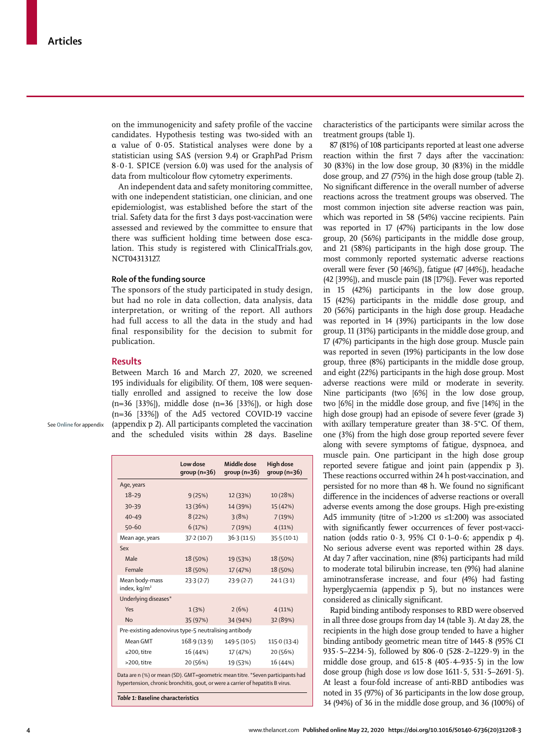on the immunogenicity and safety profile of the vaccine candidates. Hypothesis testing was two-sided with an α value of 0·05. Statistical analyses were done by a statistician using SAS (version 9.4) or GraphPad Prism 8·0·1. SPICE (version 6.0) was used for the analysis of data from multicolour flow cytometry experiments.

An independent data and safety monitoring committee, with one independent statistician, one clinician, and one epidemiologist, was established before the start of the trial. Safety data for the first 3 days post-vaccination were assessed and reviewed by the committee to ensure that there was sufficient holding time between dose escalation. This study is registered with ClinicalTrials.gov, NCT04313127.

### Role of the funding source

The sponsors of the study participated in study design, but had no role in data collection, data analysis, data interpretation, or writing of the report. All authors had full access to all the data in the study and had final responsibility for the decision to submit for publication.

## Results

Between March 16 and March 27, 2020, we screened 195 individuals for eligibility. Of them, 108 were sequentially enrolled and assigned to receive the low dose (n=36 [33%]), middle dose (n=36 [33%]), or high dose (n=36 [33%]) of the Ad5 vectored COVID-19 vaccine (appendix p 2). All participants completed the vaccination and the scheduled visits within 28 days. Baseline characteristics of the participants were similar across the treatment groups (table 1).

See Online for appendix

| | Low dose group (n=36) | Middle dose group (n=36) | High dose group (n=36) |
|---|---|---|---|
| Age, years | | | |
| 18–29 | 9 (25%) | 12 (33%) | 10 (28%) |
| 30–39 | 13 (36%) | 14 (39%) | 15 (42%) |
| 40–49 | 8 (22%) | 3 (8%) | 7 (19%) |
| 50–60 | 6 (17%) | 7 (19%) | 4 (11%) |
| Mean age, years | 37·2 (10·7) | 36·3 (11·5) | 35·5 (10·1) |
| Sex | | | |
| Male | 18 (50%) | 19 (53%) | 18 (50%) |
| Female | 18 (50%) | 17 (47%) | 18 (50%) |
| Mean body-mass index, kg/m² | 23·3 (2·7) | 23·9 (2·7) | 24·1 (3·1) |
| Underlying diseases* | | | |
| Yes | 1 (3%) | 2 (6%) | 4 (11%) |
| No | 35 (97%) | 34 (94%) | 32 (89%) |
| Pre-existing adenovirus type-5 neutralising antibody | | | |
| Mean GMT | 168·9 (13·9) | 149·5 (10·5) | 115·0 (13·4) |
| ≤200, titre | 16 (44%) | 17 (47%) | 20 (56%) |
| >200, titre | 20 (56%) | 19 (53%) | 16 (44%) |

Data are n (%) or mean (SD). GMT=geometric mean titre. *Seven participants had hypertension, chronic bronchitis, gout, or were a carrier of hepatitis B virus.

**Table 1:** Baseline characteristics

87 (81%) of 108 participants reported at least one adverse reaction within the first 7 days after the vaccination: 30 (83%) in the low dose group, 30 (83%) in the middle dose group, and 27 (75%) in the high dose group (table 2). No significant difference in the overall number of adverse reactions across the treatment groups was observed. The most common injection site adverse reaction was pain, which was reported in 58 (54%) vaccine recipients. Pain was reported in 17 (47%) participants in the low dose group, 20 (56%) participants in the middle dose group, and 21 (58%) participants in the high dose group. The most commonly reported systematic adverse reactions overall were fever (50 [46%]), fatigue (47 [44%]), headache (42 [39%]), and muscle pain (18 [17%]). Fever was reported in 15 (42%) participants in the low dose group, 15 (42%) participants in the middle dose group, and 20 (56%) participants in the high dose group. Headache was reported in 14 (39%) participants in the low dose group, 11 (31%) participants in the middle dose group, and 17 (47%) participants in the high dose group. Muscle pain was reported in seven (19%) participants in the low dose group, three (8%) participants in the middle dose group, and eight (22%) participants in the high dose group. Most adverse reactions were mild or moderate in severity. Nine participants (two [6%] in the low dose group, two [6%] in the middle dose group, and five [14%] in the high dose group) had an episode of severe fever (grade 3) with axillary temperature greater than 38·5°C. Of them, one (3%) from the high dose group reported severe fever along with severe symptoms of fatigue, dyspnoea, and muscle pain. One participant in the high dose group reported severe fatigue and joint pain (appendix p 3). These reactions occurred within 24 h post-vaccination, and persisted for no more than 48 h. We found no significant difference in the incidences of adverse reactions or overall adverse events among the dose groups. High pre-existing Ad5 immunity (titre of >1:200 *vs* ≤1:200) was associated with significantly fewer occurrences of fever post-vaccination (odds ratio 0·3, 95% CI 0·1–0·6; appendix p 4). No serious adverse event was reported within 28 days. At day 7 after vaccination, nine (8%) participants had mild to moderate total bilirubin increase, ten (9%) had alanine aminotransferase increase, and four (4%) had fasting hyperglycaemia (appendix p 5), but no instances were considered as clinically significant.

Rapid binding antibody responses to RBD were observed in all three dose groups from day 14 (table 3). At day 28, the recipients in the high dose group tended to have a higher binding antibody geometric mean titre of 1445·8 (95% CI 935·5–2234·5), followed by 806·0 (528·2–1229·9) in the middle dose group, and 615·8 (405·4–935·5) in the low dose group (high dose *vs* low dose 1611·5, 531·5–2691·5). At least a four-fold increase of anti-RBD antibodies was noted in 35 (97%) of 36 participants in the low dose group, 34 (94%) of 36 in the middle dose group, and 36 (100%) of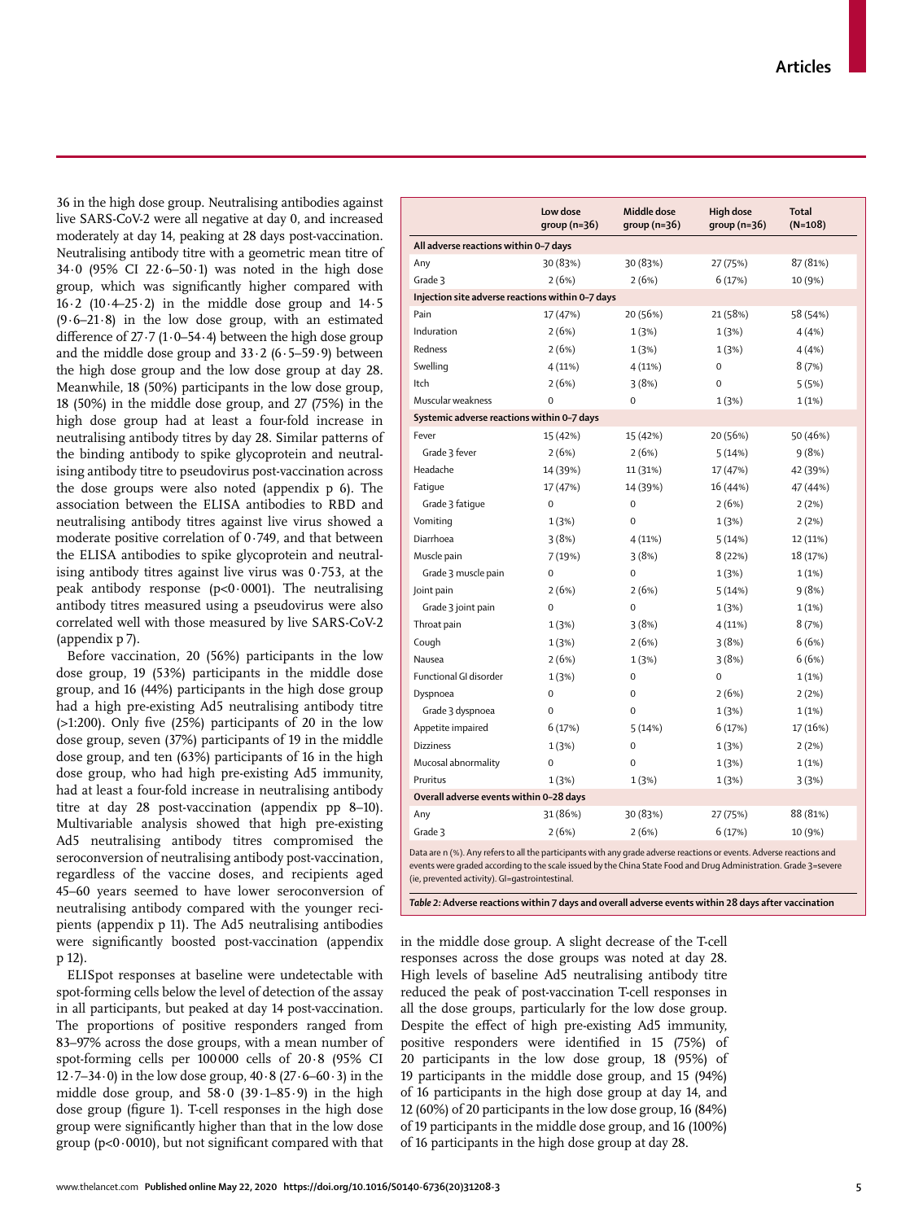36 in the high dose group. Neutralising antibodies against live SARS-CoV-2 were all negative at day 0, and increased moderately at day 14, peaking at 28 days post-vaccination. Neutralising antibody titre with a geometric mean titre of 34·0 (95% CI 22·6–50·1) was noted in the high dose group, which was significantly higher compared with 16·2 (10·4–25·2) in the middle dose group and 14·5 (9·6–21·8) in the low dose group, with an estimated difference of 27·7 (1·0–54·4) between the high dose group and the middle dose group and 33·2 (6·5–59·9) between the high dose group and the low dose group at day 28. Meanwhile, 18 (50%) participants in the low dose group, 18 (50%) in the middle dose group, and 27 (75%) in the high dose group had at least a four-fold increase in neutralising antibody titres by day 28. Similar patterns of the binding antibody to spike glycoprotein and neutralising antibody titre to pseudovirus post-vaccination across the dose groups were also noted (appendix p 6). The association between the ELISA antibodies to RBD and neutralising antibody titres against live virus showed a moderate positive correlation of 0·749, and that between the ELISA antibodies to spike glycoprotein and neutralising antibody titres against live virus was 0·753, at the peak antibody response ($p<0·0001$). The neutralising antibody titres measured using a pseudovirus were also correlated well with those measured by live SARS-CoV-2 (appendix p 7).

Before vaccination, 20 (56%) participants in the low dose group, 19 (53%) participants in the middle dose group, and 16 (44%) participants in the high dose group had a high pre-existing Ad5 neutralising antibody titre (>1:200). Only five (25%) participants of 20 in the low dose group, seven (37%) participants of 19 in the middle dose group, and ten (63%) participants of 16 in the high dose group, who had high pre-existing Ad5 immunity, had at least a four-fold increase in neutralising antibody titre at day 28 post-vaccination (appendix pp 8–10). Multivariable analysis showed that high pre-existing Ad5 neutralising antibody titres compromised the seroconversion of neutralising antibody post-vaccination, regardless of the vaccine doses, and recipients aged 45–60 years seemed to have lower seroconversion of neutralising antibody compared with the younger recipients (appendix p 11). The Ad5 neutralising antibodies were significantly boosted post-vaccination (appendix p 12).

ELISpot responses at baseline were undetectable with spot-forming cells below the level of detection of the assay in all participants, but peaked at day 14 post-vaccination. The proportions of positive responders ranged from 83–97% across the dose groups, with a mean number of spot-forming cells per 100 000 cells of 20·8 (95% CI 12·7–34·0) in the low dose group, 40·8 (27·6–60·3) in the middle dose group, and 58·0 (39·1–85·9) in the high dose group (figure 1). T-cell responses in the high dose group were significantly higher than that in the low dose group ($p<0·0010$), but not significant compared with that in the middle dose group. A slight decrease of the T-cell responses across the dose groups was noted at day 28. High levels of baseline Ad5 neutralising antibody titre reduced the peak of post-vaccination T-cell responses in all the dose groups, particularly for the low dose group. Despite the effect of high pre-existing Ad5 immunity, positive responders were identified in 15 (75%) of 20 participants in the low dose group, 18 (95%) of 19 participants in the middle dose group, and 15 (94%) of 16 participants in the high dose group at day 14, and 12 (60%) of 20 participants in the low dose group, 16 (84%) of 19 participants in the middle dose group, and 16 (100%) of 16 participants in the high dose group at day 28.

| | Low dose group (n=36) | Middle dose group (n=36) | High dose group (n=36) | Total (N=108) |
|---|---|---|---|---|
| **All adverse reactions within 0–7 days** | | | | |
| Any | 30 (83%) | 30 (83%) | 27 (75%) | 87 (81%) |
| Grade 3 | 2 (6%) | 2 (6%) | 6 (17%) | 10 (9%) |
| **Injection site adverse reactions within 0–7 days** | | | | |
| Pain | 17 (47%) | 20 (56%) | 21 (58%) | 58 (54%) |
| Induration | 2 (6%) | 1 (3%) | 1 (3%) | 4 (4%) |
| Redness | 2 (6%) | 1 (3%) | 1 (3%) | 4 (4%) |
| Swelling | 4 (11%) | 4 (11%) | 0 | 8 (7%) |
| Itch | 2 (6%) | 3 (8%) | 0 | 5 (5%) |
| Muscular weakness | 0 | 0 | 1 (3%) | 1 (1%) |
| **Systemic adverse reactions within 0–7 days** | | | | |
| Fever | 15 (42%) | 15 (42%) | 20 (56%) | 50 (46%) |
| Grade 3 fever | 2 (6%) | 2 (6%) | 5 (14%) | 9 (8%) |
| Headache | 14 (39%) | 11 (31%) | 17 (47%) | 42 (39%) |
| Fatigue | 17 (47%) | 14 (39%) | 16 (44%) | 47 (44%) |
| Grade 3 fatigue | 0 | 0 | 2 (6%) | 2 (2%) |
| Vomiting | 1 (3%) | 0 | 1 (3%) | 2 (2%) |
| Diarrhoea | 3 (8%) | 4 (11%) | 5 (14%) | 12 (11%) |
| Muscle pain | 7 (19%) | 3 (8%) | 8 (22%) | 18 (17%) |
| Grade 3 muscle pain | 0 | 0 | 1 (3%) | 1 (1%) |
| Joint pain | 2 (6%) | 2 (6%) | 5 (14%) | 9 (8%) |
| Grade 3 joint pain | 0 | 0 | 1 (3%) | 1 (1%) |
| Throat pain | 1 (3%) | 3 (8%) | 4 (11%) | 8 (7%) |
| Cough | 1 (3%) | 2 (6%) | 3 (8%) | 6 (6%) |
| Nausea | 2 (6%) | 1 (3%) | 3 (8%) | 6 (6%) |
| Functional GI disorder | 1 (3%) | 0 | 0 | 1 (1%) |
| Dyspnoea | 0 | 0 | 2 (6%) | 2 (2%) |
| Grade 3 dyspnoea | 0 | 0 | 1 (3%) | 1 (1%) |
| Appetite impaired | 6 (17%) | 5 (14%) | 6 (17%) | 17 (16%) |
| Dizziness | 1 (3%) | 0 | 1 (3%) | 2 (2%) |
| Mucosal abnormality | 0 | 0 | 1 (3%) | 1 (1%) |
| Pruritus | 1 (3%) | 1 (3%) | 1 (3%) | 3 (3%) |
| **Overall adverse events within 0–28 days** | | | | |
| Any | 31 (86%) | 30 (83%) | 27 (75%) | 88 (81%) |
| Grade 3 | 2 (6%) | 2 (6%) | 6 (17%) | 10 (9%) |

Data are n (%). Any refers to all the participants with any grade adverse reactions or events. Adverse reactions and events were graded according to the scale issued by the China State Food and Drug Administration. Grade 3=severe (ie, prevented activity). GI=gastrointestinal.

*Table 2:* **Adverse reactions within 7 days and overall adverse events within 28 days after vaccination**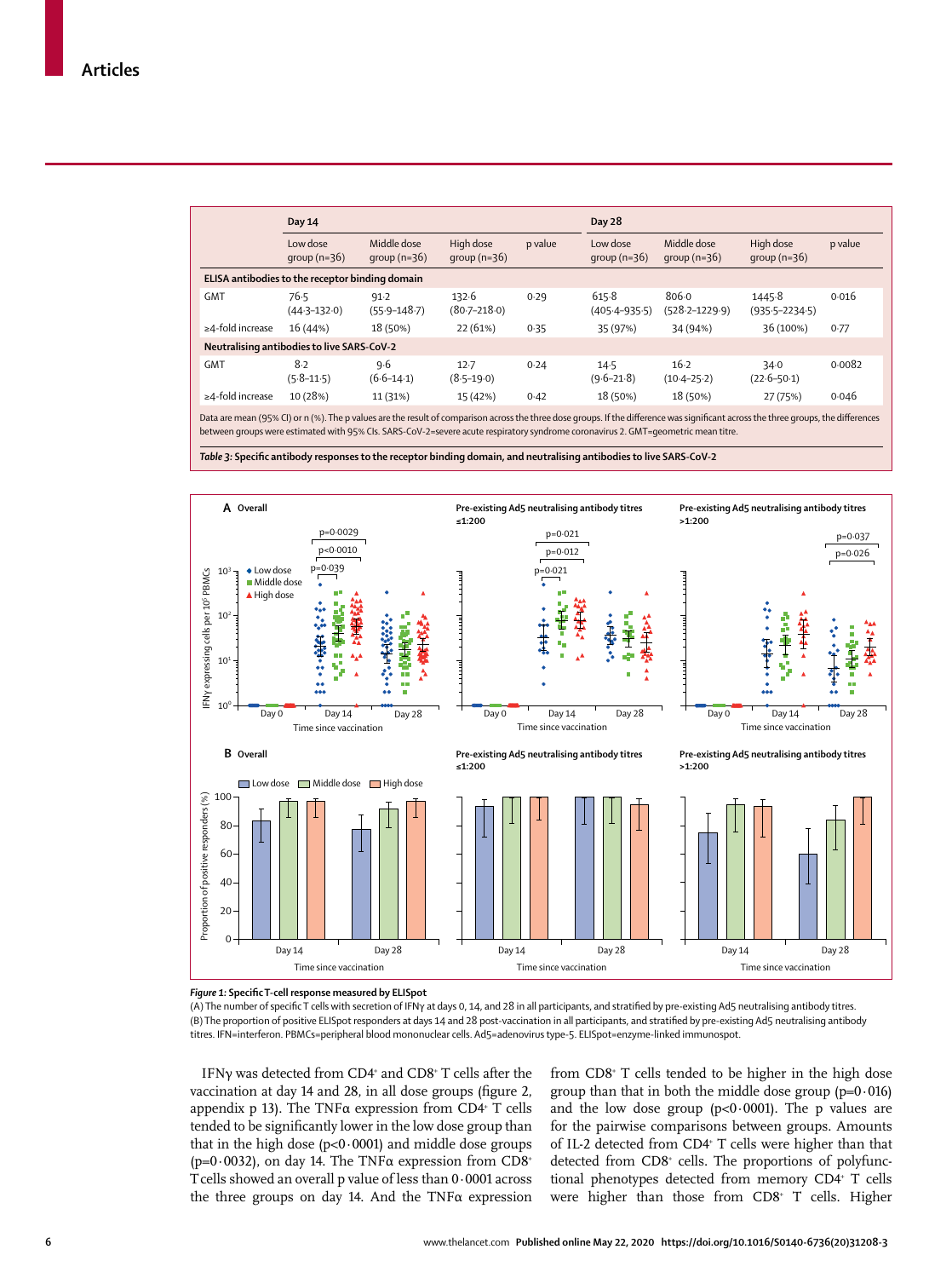| | Day 14 | | | | Day 28 | | | |
|---|---|---|---|---|---|---|---|---|
| | Low dose group (n=36) | Middle dose group (n=36) | High dose group (n=36) | p value | Low dose group (n=36) | Middle dose group (n=36) | High dose group (n=36) | p value |
| **ELISA antibodies to the receptor binding domain** | | | | | | | | |
| GMT | 76·5 (44·3–132·0) | 91·2 (55·9–148·7) | 132·6 (80·7–218·0) | 0·29 | 615·8 (405·4–935·5) | 806·0 (528·2–1229·9) | 1445·8 (935·5–2234·5) | 0·016 |
| ≥4-fold increase | 16 (44%) | 18 (50%) | 22 (61%) | 0·35 | 35 (97%) | 34 (94%) | 36 (100%) | 0·77 |
| **Neutralising antibodies to live SARS-CoV-2** | | | | | | | | |
| GMT | 8·2 (5·8–11·5) | 9·6 (6·6–14·1) | 12·7 (8·5–19·0) | 0·24 | 14·5 (9·6–21·8) | 16·2 (10·4–25·2) | 34·0 (22·6–50·1) | 0·0082 |
| ≥4-fold increase | 10 (28%) | 11 (31%) | 15 (42%) | 0·42 | 18 (50%) | 18 (50%) | 27 (75%) | 0·046 |

Data are mean (95% CI) or n (%). The p values are the result of comparison across the three dose groups. If the difference was significant across the three groups, the differences between groups were estimated with 95% CIs. SARS-CoV-2=severe acute respiratory syndrome coronavirus 2. GMT=geometric mean titre.

***Table 3:*** **Specific antibody responses to the receptor binding domain, and neutralising antibodies to live SARS-CoV-2**

A Overall
Pre-existing Ad5 neutralising antibody titres ≤1:200
Pre-existing Ad5 neutralising antibody titres >1:200
p=0·0029
p<0·0010
p=0·039
p=0·021
p=0·012
p=0·021
p=0·037
p=0·026
Low dose
Middle dose
High dose
IFNγ expressing cells per $10^5$ PBMCs
$10^0$
$10^1$
$10^2$
$10^3$
Day 0
Day 14
Day 28
Time since vaccination

B Overall
Pre-existing Ad5 neutralising antibody titres ≤1:200
Pre-existing Ad5 neutralising antibody titres >1:200
Low dose
Middle dose
High dose
Proportion of positive responders (%)
0
20
40
60
80
100
Day 14
Day 28
Time since vaccination

**Figure 1:** **Specific T-cell response measured by ELISpot**
(A) The number of specific T cells with secretion of IFNγ at days 0, 14, and 28 in all participants, and stratified by pre-existing Ad5 neutralising antibody titres. (B) The proportion of positive ELISpot responders at days 14 and 28 post-vaccination in all participants, and stratified by pre-existing Ad5 neutralising antibody titres. IFN=interferon. PBMCs=peripheral blood mononuclear cells. Ad5=adenovirus type-5. ELISpot=enzyme-linked immunospot.

IFNγ was detected from $CD4^+$ and $CD8^+$ T cells after the vaccination at day 14 and 28, in all dose groups (figure 2, appendix p 13). The TNFα expression from $CD4^+$ T cells tended to be significantly lower in the low dose group than that in the high dose ($p<0·0001$) and middle dose groups ($p=0·0032$), on day 14. The TNFα expression from $CD8^+$ T cells showed an overall p value of less than 0·0001 across the three groups on day 14. And the TNFα expression from $CD8^+$ T cells tended to be higher in the high dose group than that in both the middle dose group ($p=0·016$) and the low dose group ($p<0·0001$). The p values are for the pairwise comparisons between groups. Amounts of IL-2 detected from $CD4^+$ T cells were higher than that detected from $CD8^+$ cells. The proportions of polyfunctional phenotypes detected from memory $CD4^+$ T cells were higher than those from $CD8^+$ T cells. Higher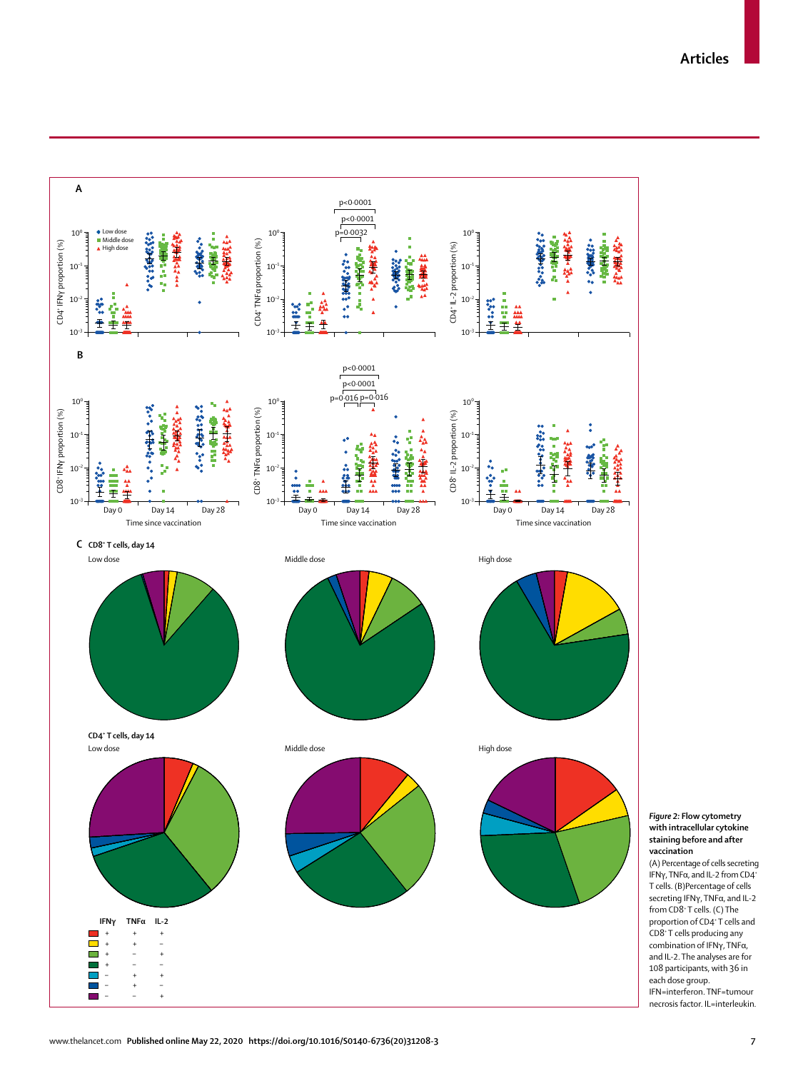A

◆ Low dose
■ Middle dose
▲ High dose

CD4+ IFNγ proportion (%)

CD4+ TNFα proportion (%)

p<0·0001
p<0·0001
p=0·0032

CD4+ IL-2 proportion (%)

B

CD8+ IFNγ proportion (%)

CD8+ TNFα proportion (%)

p<0·0001
p<0·0001
p=0·016 p=0·016

CD8+ IL-2 proportion (%)

Day 0 Day 14 Day 28

Time since vaccination

C CD8+ T cells, day 14

Low dose

Middle dose

High dose

CD4+ T cells, day 14

Low dose

Middle dose

High dose

IFNγ TNFα IL-2
\+ \+ \+
\+ \+ −
\+ − \+
\+ − −
− \+ \+
− \+ −
− − \+

**Figure 2: Flow cytometry with intracellular cytokine staining before and after vaccination**

(A) Percentage of cells secreting IFNγ, TNFα, and IL-2 from CD4+ T cells. (B) Percentage of cells secreting IFNγ, TNFα, and IL-2 from CD8+ T cells. (C) The proportion of CD4+ T cells and CD8+ T cells producing any combination of IFNγ, TNFα, and IL-2. The analyses are for 108 participants, with 36 in each dose group. IFN=interferon. TNF=tumour necrosis factor. IL=interleukin.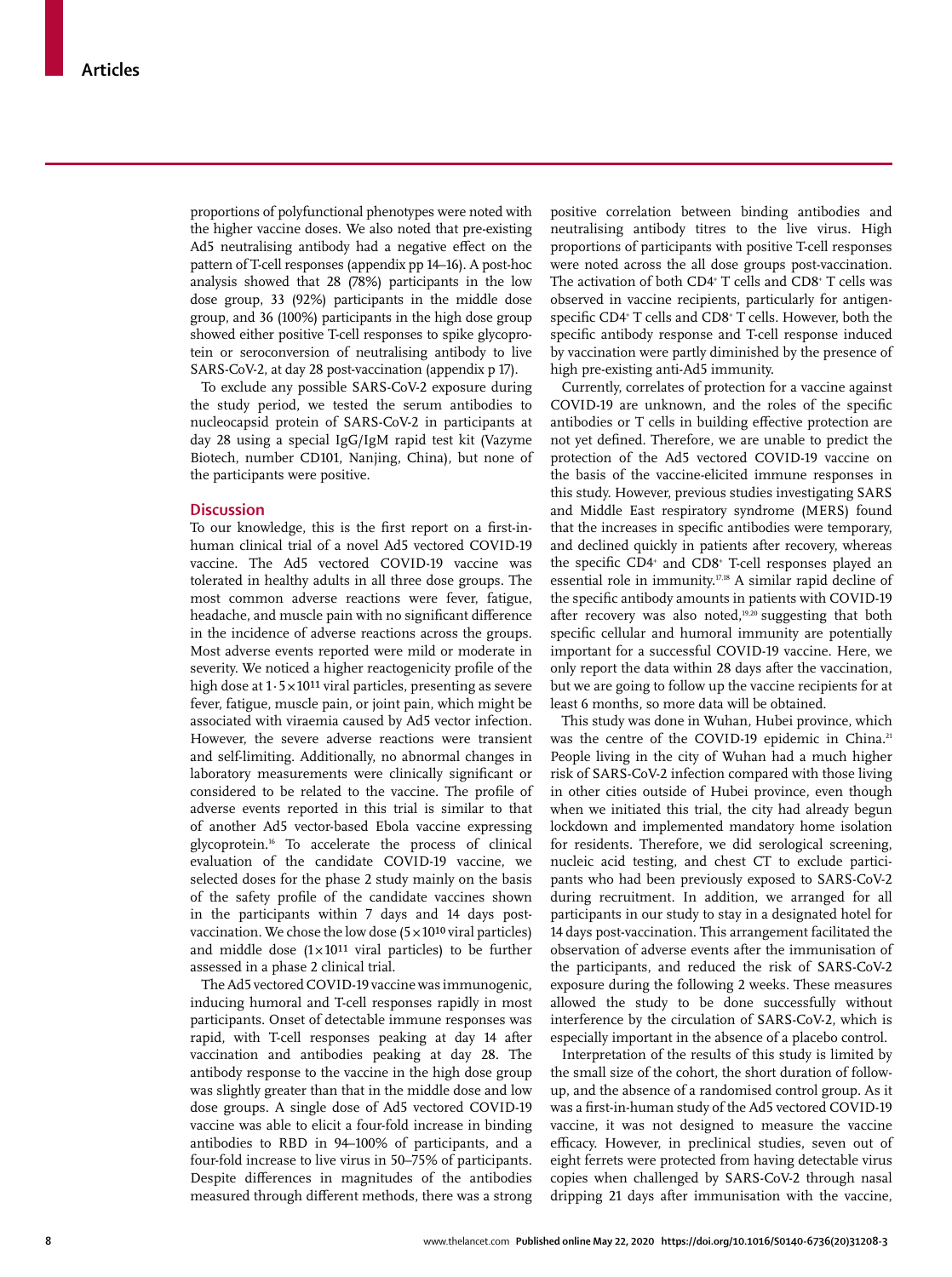proportions of polyfunctional phenotypes were noted with the higher vaccine doses. We also noted that pre-existing Ad5 neutralising antibody had a negative effect on the pattern of T-cell responses (appendix pp 14–16). A post-hoc analysis showed that 28 (78%) participants in the low dose group, 33 (92%) participants in the middle dose group, and 36 (100%) participants in the high dose group showed either positive T-cell responses to spike glycoprotein or seroconversion of neutralising antibody to live SARS-CoV-2, at day 28 post-vaccination (appendix p 17).

To exclude any possible SARS-CoV-2 exposure during the study period, we tested the serum antibodies to nucleocapsid protein of SARS-CoV-2 in participants at day 28 using a special IgG/IgM rapid test kit (Vazyme Biotech, number CD101, Nanjing, China), but none of the participants were positive.

## Discussion

To our knowledge, this is the first report on a first-in-human clinical trial of a novel Ad5 vectored COVID-19 vaccine. The Ad5 vectored COVID-19 vaccine was tolerated in healthy adults in all three dose groups. The most common adverse reactions were fever, fatigue, headache, and muscle pain with no significant difference in the incidence of adverse reactions across the groups. Most adverse events reported were mild or moderate in severity. We noticed a higher reactogenicity profile of the high dose at $1 \cdot 5 \times 10^{11}$ viral particles, presenting as severe fever, fatigue, muscle pain, or joint pain, which might be associated with viraemia caused by Ad5 vector infection. However, the severe adverse reactions were transient and self-limiting. Additionally, no abnormal changes in laboratory measurements were clinically significant or considered to be related to the vaccine. The profile of adverse events reported in this trial is similar to that of another Ad5 vector-based Ebola vaccine expressing glycoprotein.[16] To accelerate the process of clinical evaluation of the candidate COVID-19 vaccine, we selected doses for the phase 2 study mainly on the basis of the safety profile of the candidate vaccines shown in the participants within 7 days and 14 days post-vaccination. We chose the low dose ($5 \times 10^{10}$ viral particles) and middle dose ($1 \times 10^{11}$ viral particles) to be further assessed in a phase 2 clinical trial.

The Ad5 vectored COVID-19 vaccine was immunogenic, inducing humoral and T-cell responses rapidly in most participants. Onset of detectable immune responses was rapid, with T-cell responses peaking at day 14 after vaccination and antibodies peaking at day 28. The antibody response to the vaccine in the high dose group was slightly greater than that in the middle dose and low dose groups. A single dose of Ad5 vectored COVID-19 vaccine was able to elicit a four-fold increase in binding antibodies to RBD in 94–100% of participants, and a four-fold increase to live virus in 50–75% of participants. Despite differences in magnitudes of the antibodies measured through different methods, there was a strong positive correlation between binding antibodies and neutralising antibody titres to the live virus. High proportions of participants with positive T-cell responses were noted across the all dose groups post-vaccination. The activation of both $CD4^+$ T cells and $CD8^+$ T cells was observed in vaccine recipients, particularly for antigen-specific $CD4^+$ T cells and $CD8^+$ T cells. However, both the specific antibody response and T-cell response induced by vaccination were partly diminished by the presence of high pre-existing anti-Ad5 immunity.

Currently, correlates of protection for a vaccine against COVID-19 are unknown, and the roles of the specific antibodies or T cells in building effective protection are not yet defined. Therefore, we are unable to predict the protection of the Ad5 vectored COVID-19 vaccine on the basis of the vaccine-elicited immune responses in this study. However, previous studies investigating SARS and Middle East respiratory syndrome (MERS) found that the increases in specific antibodies were temporary, and declined quickly in patients after recovery, whereas the specific $CD4^+$ and $CD8^+$ T-cell responses played an essential role in immunity.[17,18] A similar rapid decline of the specific antibody amounts in patients with COVID-19 after recovery was also noted,[19,20] suggesting that both specific cellular and humoral immunity are potentially important for a successful COVID-19 vaccine. Here, we only report the data within 28 days after the vaccination, but we are going to follow up the vaccine recipients for at least 6 months, so more data will be obtained.

This study was done in Wuhan, Hubei province, which was the centre of the COVID-19 epidemic in China.[21] People living in the city of Wuhan had a much higher risk of SARS-CoV-2 infection compared with those living in other cities outside of Hubei province, even though when we initiated this trial, the city had already begun lockdown and implemented mandatory home isolation for residents. Therefore, we did serological screening, nucleic acid testing, and chest CT to exclude participants who had been previously exposed to SARS-CoV-2 during recruitment. In addition, we arranged for all participants in our study to stay in a designated hotel for 14 days post-vaccination. This arrangement facilitated the observation of adverse events after the immunisation of the participants, and reduced the risk of SARS-CoV-2 exposure during the following 2 weeks. These measures allowed the study to be done successfully without interference by the circulation of SARS-CoV-2, which is especially important in the absence of a placebo control.

Interpretation of the results of this study is limited by the small size of the cohort, the short duration of follow-up, and the absence of a randomised control group. As it was a first-in-human study of the Ad5 vectored COVID-19 vaccine, it was not designed to measure the vaccine efficacy. However, in preclinical studies, seven out of eight ferrets were protected from having detectable virus copies when challenged by SARS-CoV-2 through nasal dripping 21 days after immunisation with the vaccine,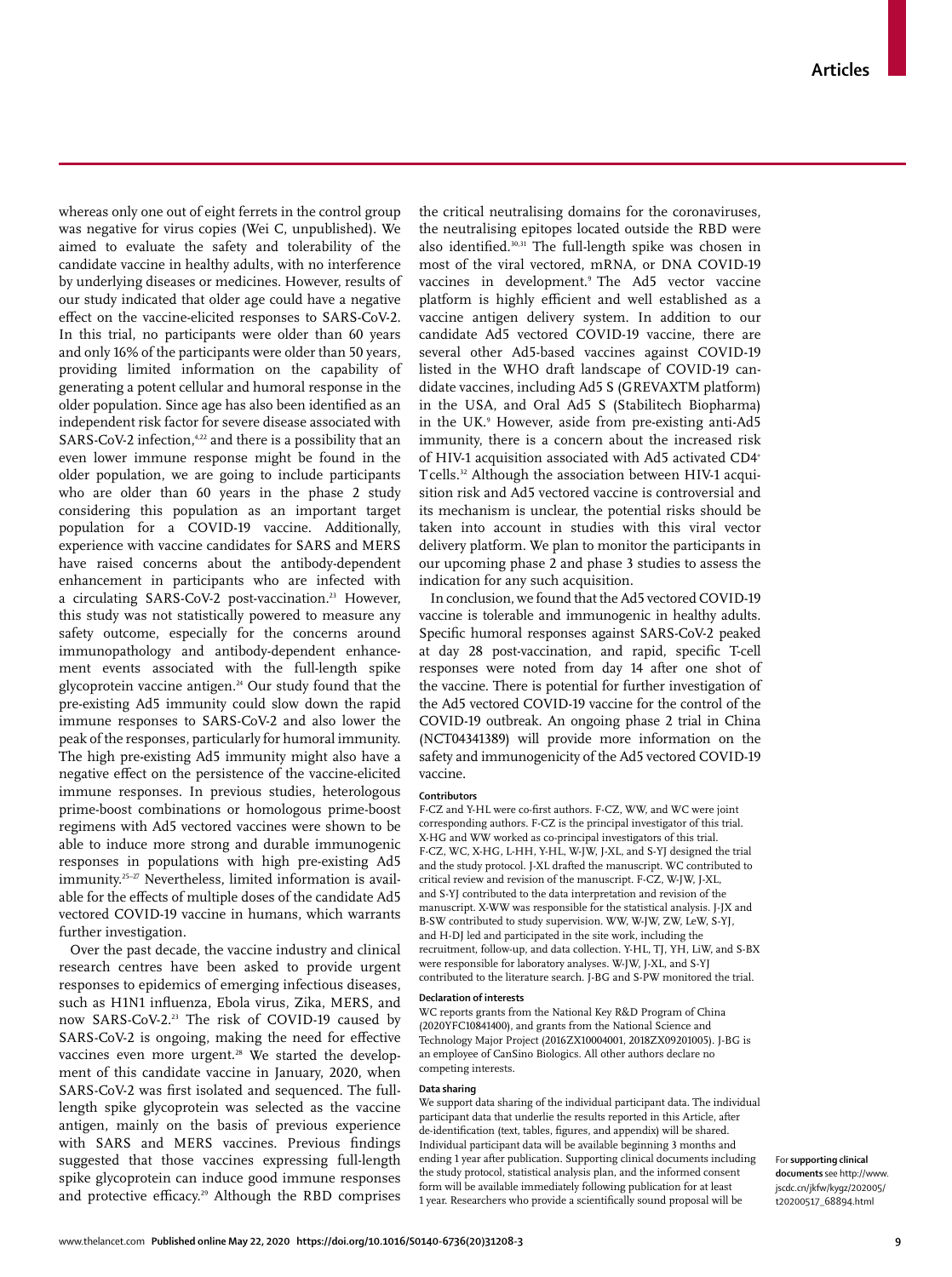whereas only one out of eight ferrets in the control group was negative for virus copies (Wei C, unpublished). We aimed to evaluate the safety and tolerability of the candidate vaccine in healthy adults, with no interference by underlying diseases or medicines. However, results of our study indicated that older age could have a negative effect on the vaccine-elicited responses to SARS-CoV-2. In this trial, no participants were older than 60 years and only 16% of the participants were older than 50 years, providing limited information on the capability of generating a potent cellular and humoral response in the older population. Since age has also been identified as an independent risk factor for severe disease associated with SARS-CoV-2 infection,[4,22] and there is a possibility that an even lower immune response might be found in the older population, we are going to include participants who are older than 60 years in the phase 2 study considering this population as an important target population for a COVID-19 vaccine. Additionally, experience with vaccine candidates for SARS and MERS have raised concerns about the antibody-dependent enhancement in participants who are infected with a circulating SARS-CoV-2 post-vaccination.[23] However, this study was not statistically powered to measure any safety outcome, especially for the concerns around immunopathology and antibody-dependent enhancement events associated with the full-length spike glycoprotein vaccine antigen.[24] Our study found that the pre-existing Ad5 immunity could slow down the rapid immune responses to SARS-CoV-2 and also lower the peak of the responses, particularly for humoral immunity. The high pre-existing Ad5 immunity might also have a negative effect on the persistence of the vaccine-elicited immune responses. In previous studies, heterologous prime-boost combinations or homologous prime-boost regimens with Ad5 vectored vaccines were shown to be able to induce more strong and durable immunogenic responses in populations with high pre-existing Ad5 immunity.[25–27] Nevertheless, limited information is available for the effects of multiple doses of the candidate Ad5 vectored COVID-19 vaccine in humans, which warrants further investigation.

Over the past decade, the vaccine industry and clinical research centres have been asked to provide urgent responses to epidemics of emerging infectious diseases, such as H1N1 influenza, Ebola virus, Zika, MERS, and now SARS-CoV-2.[23] The risk of COVID-19 caused by SARS-CoV-2 is ongoing, making the need for effective vaccines even more urgent.[28] We started the development of this candidate vaccine in January, 2020, when SARS-CoV-2 was first isolated and sequenced. The full-length spike glycoprotein was selected as the vaccine antigen, mainly on the basis of previous experience with SARS and MERS vaccines. Previous findings suggested that those vaccines expressing full-length spike glycoprotein can induce good immune responses and protective efficacy.[29] Although the RBD comprises the critical neutralising domains for the coronaviruses, the neutralising epitopes located outside the RBD were also identified.[30,31] The full-length spike was chosen in most of the viral vectored, mRNA, or DNA COVID-19 vaccines in development.[9] The Ad5 vector vaccine platform is highly efficient and well established as a vaccine antigen delivery system. In addition to our candidate Ad5 vectored COVID-19 vaccine, there are several other Ad5-based vaccines against COVID-19 listed in the WHO draft landscape of COVID-19 candidate vaccines, including Ad5 S (GREVAXTM platform) in the USA, and Oral Ad5 S (Stabilitech Biopharma) in the UK.[9] However, aside from pre-existing anti-Ad5 immunity, there is a concern about the increased risk of HIV-1 acquisition associated with Ad5 activated CD4+ T cells.[32] Although the association between HIV-1 acquisition risk and Ad5 vectored vaccine is controversial and its mechanism is unclear, the potential risks should be taken into account in studies with this viral vector delivery platform. We plan to monitor the participants in our upcoming phase 2 and phase 3 studies to assess the indication for any such acquisition.

In conclusion, we found that the Ad5 vectored COVID-19 vaccine is tolerable and immunogenic in healthy adults. Specific humoral responses against SARS-CoV-2 peaked at day 28 post-vaccination, and rapid, specific T-cell responses were noted from day 14 after one shot of the vaccine. There is potential for further investigation of the Ad5 vectored COVID-19 vaccine for the control of the COVID-19 outbreak. An ongoing phase 2 trial in China (NCT04341389) will provide more information on the safety and immunogenicity of the Ad5 vectored COVID-19 vaccine.

#### Contributors

F-CZ and Y-HL were co-first authors. F-CZ, WW, and WC were joint corresponding authors. F-CZ is the principal investigator of this trial. X-HG and WW worked as co-principal investigators of this trial. F-CZ, WC, X-HG, L-HH, Y-HL, W-JW, J-XL, and S-YJ designed the trial and the study protocol. J-XL drafted the manuscript. WC contributed to critical review and revision of the manuscript. F-CZ, W-JW, J-XL, and S-YJ contributed to the data interpretation and revision of the manuscript. X-WW was responsible for the statistical analysis. J-JX and B-SW contributed to study supervision. WW, W-JW, ZW, LeW, S-YJ, and H-DJ led and participated in the site work, including the recruitment, follow-up, and data collection. Y-HL, TJ, YH, LiW, and S-BX were responsible for laboratory analyses. W-JW, J-XL, and S-YJ contributed to the literature search. J-BG and S-PW monitored the trial.

#### Declaration of interests

WC reports grants from the National Key R&D Program of China (2020YFC10841400), and grants from the National Science and Technology Major Project (2016ZX10004001, 2018ZX09201005). J-BG is an employee of CanSino Biologics. All other authors declare no competing interests.

#### Data sharing

We support data sharing of the individual participant data. The individual participant data that underlie the results reported in this Article, after de-identification (text, tables, figures, and appendix) will be shared. Individual participant data will be available beginning 3 months and ending 1 year after publication. Supporting clinical documents including the study protocol, statistical analysis plan, and the informed consent form will be available immediately following publication for at least 1 year. Researchers who provide a scientifically sound proposal will be

For **supporting clinical documents** see http://www.jscdc.cn/jkfw/kygz/202005/t20200517_68894.html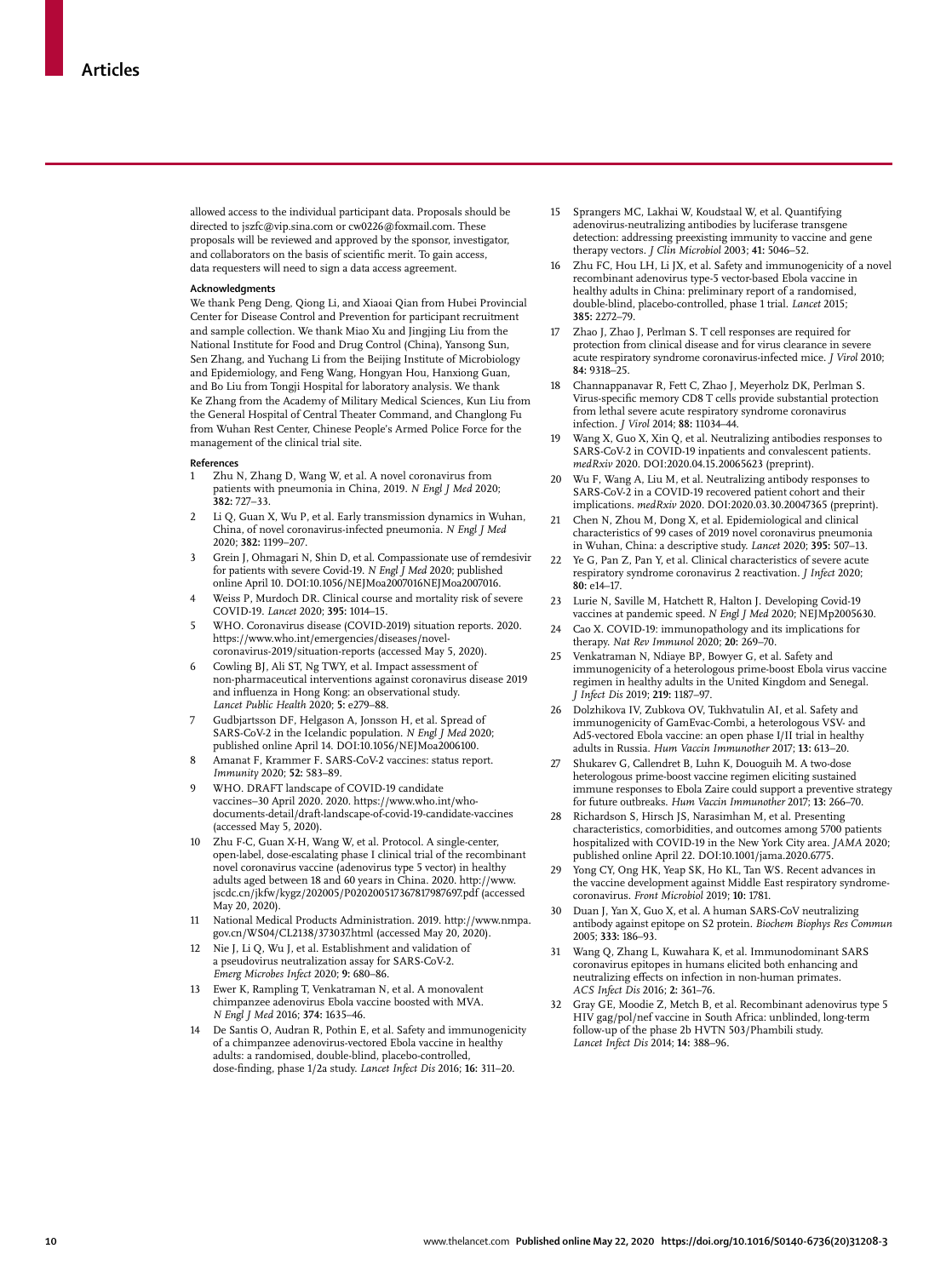allowed access to the individual participant data. Proposals should be directed to jszfc@vip.sina.com or cw0226@foxmail.com. These proposals will be reviewed and approved by the sponsor, investigator, and collaborators on the basis of scientific merit. To gain access, data requesters will need to sign a data access agreement.

#### Acknowledgments

We thank Peng Deng, Qiong Li, and Xiaoai Qian from Hubei Provincial Center for Disease Control and Prevention for participant recruitment and sample collection. We thank Miao Xu and Jingjing Liu from the National Institute for Food and Drug Control (China), Yansong Sun, Sen Zhang, and Yuchang Li from the Beijing Institute of Microbiology and Epidemiology, and Feng Wang, Hongyan Hou, Hanxiong Guan, and Bo Liu from Tongji Hospital for laboratory analysis. We thank Ke Zhang from the Academy of Military Medical Sciences, Kun Liu from the General Hospital of Central Theater Command, and Changlong Fu from Wuhan Rest Center, Chinese People's Armed Police Force for the management of the clinical trial site.

#### References

1. Zhu N, Zhang D, Wang W, et al. A novel coronavirus from patients with pneumonia in China, 2019. *N Engl J Med* 2020; **382:** 727–33.
2. Li Q, Guan X, Wu P, et al. Early transmission dynamics in Wuhan, China, of novel coronavirus-infected pneumonia. *N Engl J Med* 2020; **382:** 1199–207.
3. Grein J, Ohmagari N, Shin D, et al. Compassionate use of remdesivir for patients with severe Covid-19. *N Engl J Med* 2020; published online April 10. DOI:10.1056/NEJMoa2007016NEJMoa2007016.
4. Weiss P, Murdoch DR. Clinical course and mortality risk of severe COVID-19. *Lancet* 2020; **395:** 1014–15.
5. WHO. Coronavirus disease (COVID-2019) situation reports. 2020. https://www.who.int/emergencies/diseases/novel-coronavirus-2019/situation-reports (accessed May 5, 2020).
6. Cowling BJ, Ali ST, Ng TWY, et al. Impact assessment of non-pharmaceutical interventions against coronavirus disease 2019 and influenza in Hong Kong: an observational study. *Lancet Public Health* 2020; **5:** e279–88.
7. Gudbjartsson DF, Helgason A, Jonsson H, et al. Spread of SARS-CoV-2 in the Icelandic population. *N Engl J Med* 2020; published online April 14. DOI:10.1056/NEJMoa2006100.
8. Amanat F, Krammer F. SARS-CoV-2 vaccines: status report. *Immunity* 2020; **52:** 583–89.
9. WHO. DRAFT landscape of COVID-19 candidate vaccines–30 April 2020. 2020. https://www.who.int/who-documents-detail/draft-landscape-of-covid-19-candidate-vaccines (accessed May 5, 2020).
10. Zhu F-C, Guan X-H, Wang W, et al. Protocol. A single-center, open-label, dose-escalating phase I clinical trial of the recombinant novel coronavirus vaccine (adenovirus type 5 vector) in healthy adults aged between 18 and 60 years in China. 2020. http://www.jscdc.cn/jkfw/kygz/202005/P020200517367817987697.pdf (accessed May 20, 2020).
11. National Medical Products Administration. 2019. http://www.nmpa.gov.cn/WS04/CL2138/373037.html (accessed May 20, 2020).
12. Nie J, Li Q, Wu J, et al. Establishment and validation of a pseudovirus neutralization assay for SARS-CoV-2. *Emerg Microbes Infect* 2020; **9:** 680–86.
13. Ewer K, Rampling T, Venkatraman N, et al. A monovalent chimpanzee adenovirus Ebola vaccine boosted with MVA. *N Engl J Med* 2016; **374:** 1635–46.
14. De Santis O, Audran R, Pothin E, et al. Safety and immunogenicity of a chimpanzee adenovirus-vectored Ebola vaccine in healthy adults: a randomised, double-blind, placebo-controlled, dose-finding, phase 1/2a study. *Lancet Infect Dis* 2016; **16:** 311–20.
15. Sprangers MC, Lakhai W, Koudstaal W, et al. Quantifying adenovirus-neutralizing antibodies by luciferase transgene detection: addressing preexisting immunity to vaccine and gene therapy vectors. *J Clin Microbiol* 2003; **41:** 5046–52.
16. Zhu FC, Hou LH, Li JX, et al. Safety and immunogenicity of a novel recombinant adenovirus type-5 vector-based Ebola vaccine in healthy adults in China: preliminary report of a randomised, double-blind, placebo-controlled, phase 1 trial. *Lancet* 2015; **385:** 2272–79.
17. Zhao J, Zhao J, Perlman S. T cell responses are required for protection from clinical disease and for virus clearance in severe acute respiratory syndrome coronavirus-infected mice. *J Virol* 2010; **84:** 9318–25.
18. Channappanavar R, Fett C, Zhao J, Meyerholz DK, Perlman S. Virus-specific memory CD8 T cells provide substantial protection from lethal severe acute respiratory syndrome coronavirus infection. *J Virol* 2014; **88:** 11034–44.
19. Wang X, Guo X, Xin Q, et al. Neutralizing antibodies responses to SARS-CoV-2 in COVID-19 inpatients and convalescent patients. *medRxiv* 2020. DOI:2020.04.15.20065623 (preprint).
20. Wu F, Wang A, Liu M, et al. Neutralizing antibody responses to SARS-CoV-2 in a COVID-19 recovered patient cohort and their implications. *medRxiv* 2020. DOI:2020.03.30.20047365 (preprint).
21. Chen N, Zhou M, Dong X, et al. Epidemiological and clinical characteristics of 99 cases of 2019 novel coronavirus pneumonia in Wuhan, China: a descriptive study. *Lancet* 2020; **395:** 507–13.
22. Ye G, Pan Z, Pan Y, et al. Clinical characteristics of severe acute respiratory syndrome coronavirus 2 reactivation. *J Infect* 2020; **80:** e14–17.
23. Lurie N, Saville M, Hatchett R, Halton J. Developing Covid-19 vaccines at pandemic speed. *N Engl J Med* 2020; NEJMp2005630.
24. Cao X. COVID-19: immunopathology and its implications for therapy. *Nat Rev Immunol* 2020; **20:** 269–70.
25. Venkatraman N, Ndiaye BP, Bowyer G, et al. Safety and immunogenicity of a heterologous prime-boost Ebola virus vaccine regimen in healthy adults in the United Kingdom and Senegal. *J Infect Dis* 2019; **219:** 1187–97.
26. Dolzhikova IV, Zubkova OV, Tukhvatulin AI, et al. Safety and immunogenicity of GamEvac-Combi, a heterologous VSV- and Ad5-vectored Ebola vaccine: an open phase I/II trial in healthy adults in Russia. *Hum Vaccin Immunother* 2017; **13:** 613–20.
27. Shukarev G, Callendret B, Luhn K, Douoguih M. A two-dose heterologous prime-boost vaccine regimen eliciting sustained immune responses to Ebola Zaire could support a preventive strategy for future outbreaks. *Hum Vaccin Immunother* 2017; **13:** 266–70.
28. Richardson S, Hirsch JS, Narasimhan M, et al. Presenting characteristics, comorbidities, and outcomes among 5700 patients hospitalized with COVID-19 in the New York City area. *JAMA* 2020; published online April 22. DOI:10.1001/jama.2020.6775.
29. Yong CY, Ong HK, Yeap SK, Ho KL, Tan WS. Recent advances in the vaccine development against Middle East respiratory syndrome-coronavirus. *Front Microbiol* 2019; **10:** 1781.
30. Duan J, Yan X, Guo X, et al. A human SARS-CoV neutralizing antibody against epitope on S2 protein. *Biochem Biophys Res Commun* 2005; **333:** 186–93.
31. Wang Q, Zhang L, Kuwahara K, et al. Immunodominant SARS coronavirus epitopes in humans elicited both enhancing and neutralizing effects on infection in non-human primates. *ACS Infect Dis* 2016; **2:** 361–76.
32. Gray GE, Moodie Z, Metch B, et al. Recombinant adenovirus type 5 HIV gag/pol/nef vaccine in South Africa: unblinded, long-term follow-up of the phase 2b HVTN 503/Phambili study. *Lancet Infect Dis* 2014; **14:** 388–96.